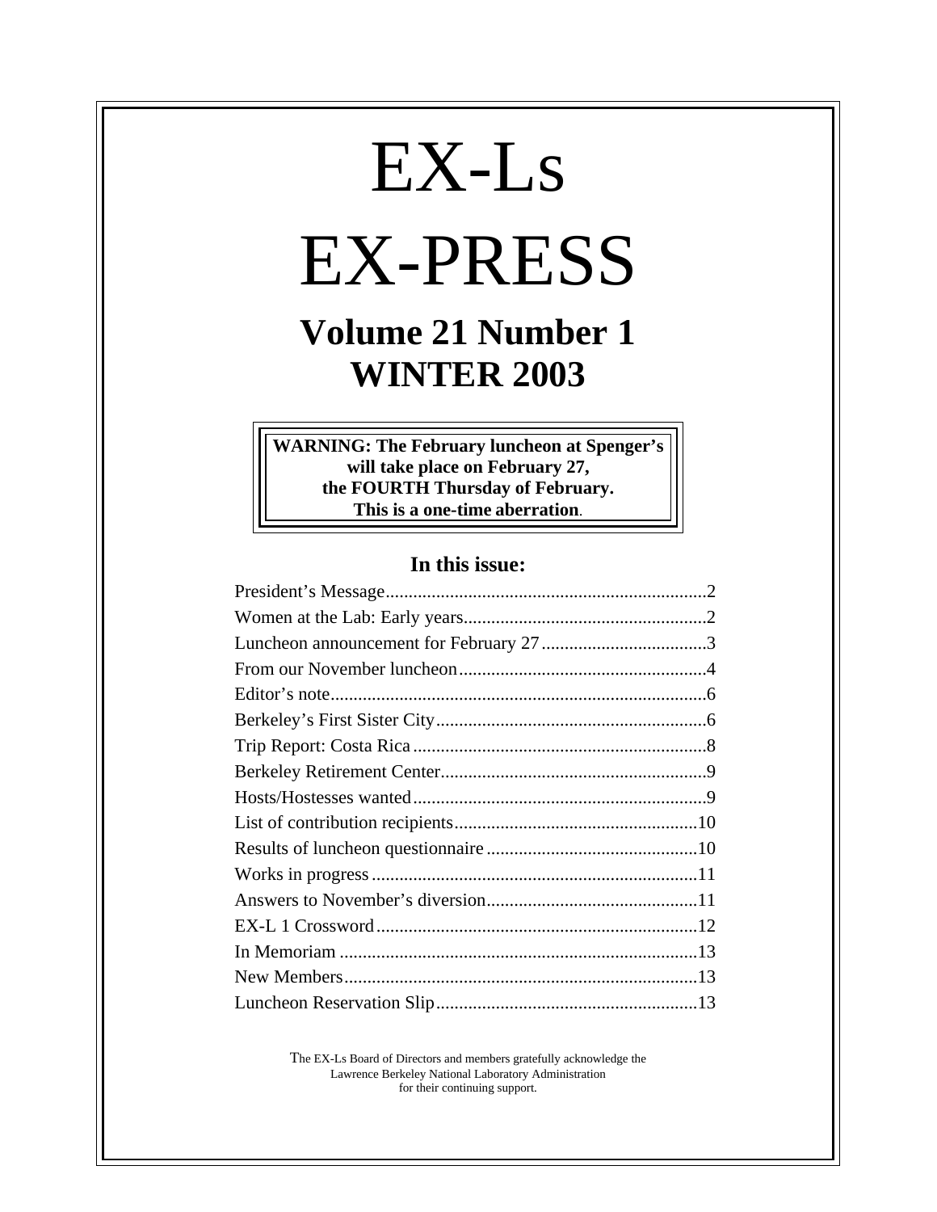# EX-Ls

# EX-PRESS

## Volume 21 Number 1
## WINTER 2003

**WARNING: The February luncheon at Spenger's will take place on February 27, the FOURTH Thursday of February. This is a one-time aberration.**

### In this issue:

| | |
|---|---|
| President's Message | 2 |
| Women at the Lab: Early years | 2 |
| Luncheon announcement for February 27 | 3 |
| From our November luncheon | 4 |
| Editor's note | 6 |
| Berkeley's First Sister City | 6 |
| Trip Report: Costa Rica | 8 |
| Berkeley Retirement Center | 9 |
| Hosts/Hostesses wanted | 9 |
| List of contribution recipients | 10 |
| Results of luncheon questionnaire | 10 |
| Works in progress | 11 |
| Answers to November's diversion | 11 |
| EX-L 1 Crossword | 12 |
| In Memoriam | 13 |
| New Members | 13 |
| Luncheon Reservation Slip | 13 |

The EX-Ls Board of Directors and members gratefully acknowledge the Lawrence Berkeley National Laboratory Administration for their continuing support.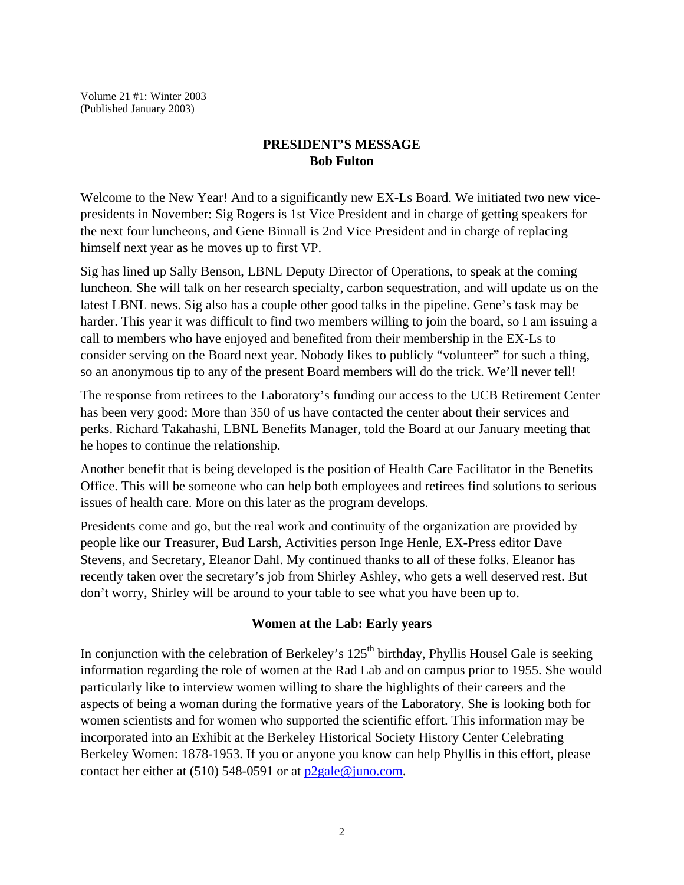Volume 21 #1: Winter 2003
(Published January 2003)

## PRESIDENT'S MESSAGE
**Bob Fulton**

Welcome to the New Year! And to a significantly new EX-Ls Board. We initiated two new vice-presidents in November: Sig Rogers is 1st Vice President and in charge of getting speakers for the next four luncheons, and Gene Binnall is 2nd Vice President and in charge of replacing himself next year as he moves up to first VP.

Sig has lined up Sally Benson, LBNL Deputy Director of Operations, to speak at the coming luncheon. She will talk on her research specialty, carbon sequestration, and will update us on the latest LBNL news. Sig also has a couple other good talks in the pipeline. Gene's task may be harder. This year it was difficult to find two members willing to join the board, so I am issuing a call to members who have enjoyed and benefited from their membership in the EX-Ls to consider serving on the Board next year. Nobody likes to publicly "volunteer" for such a thing, so an anonymous tip to any of the present Board members will do the trick. We'll never tell!

The response from retirees to the Laboratory's funding our access to the UCB Retirement Center has been very good: More than 350 of us have contacted the center about their services and perks. Richard Takahashi, LBNL Benefits Manager, told the Board at our January meeting that he hopes to continue the relationship.

Another benefit that is being developed is the position of Health Care Facilitator in the Benefits Office. This will be someone who can help both employees and retirees find solutions to serious issues of health care. More on this later as the program develops.

Presidents come and go, but the real work and continuity of the organization are provided by people like our Treasurer, Bud Larsh, Activities person Inge Henle, EX-Press editor Dave Stevens, and Secretary, Eleanor Dahl. My continued thanks to all of these folks. Eleanor has recently taken over the secretary's job from Shirley Ashley, who gets a well deserved rest. But don't worry, Shirley will be around to your table to see what you have been up to.

## Women at the Lab: Early years

In conjunction with the celebration of Berkeley's 125th birthday, Phyllis Housel Gale is seeking information regarding the role of women at the Rad Lab and on campus prior to 1955. She would particularly like to interview women willing to share the highlights of their careers and the aspects of being a woman during the formative years of the Laboratory. She is looking both for women scientists and for women who supported the scientific effort. This information may be incorporated into an Exhibit at the Berkeley Historical Society History Center Celebrating Berkeley Women: 1878-1953. If you or anyone you know can help Phyllis in this effort, please contact her either at (510) 548-0591 or at p2gale@juno.com.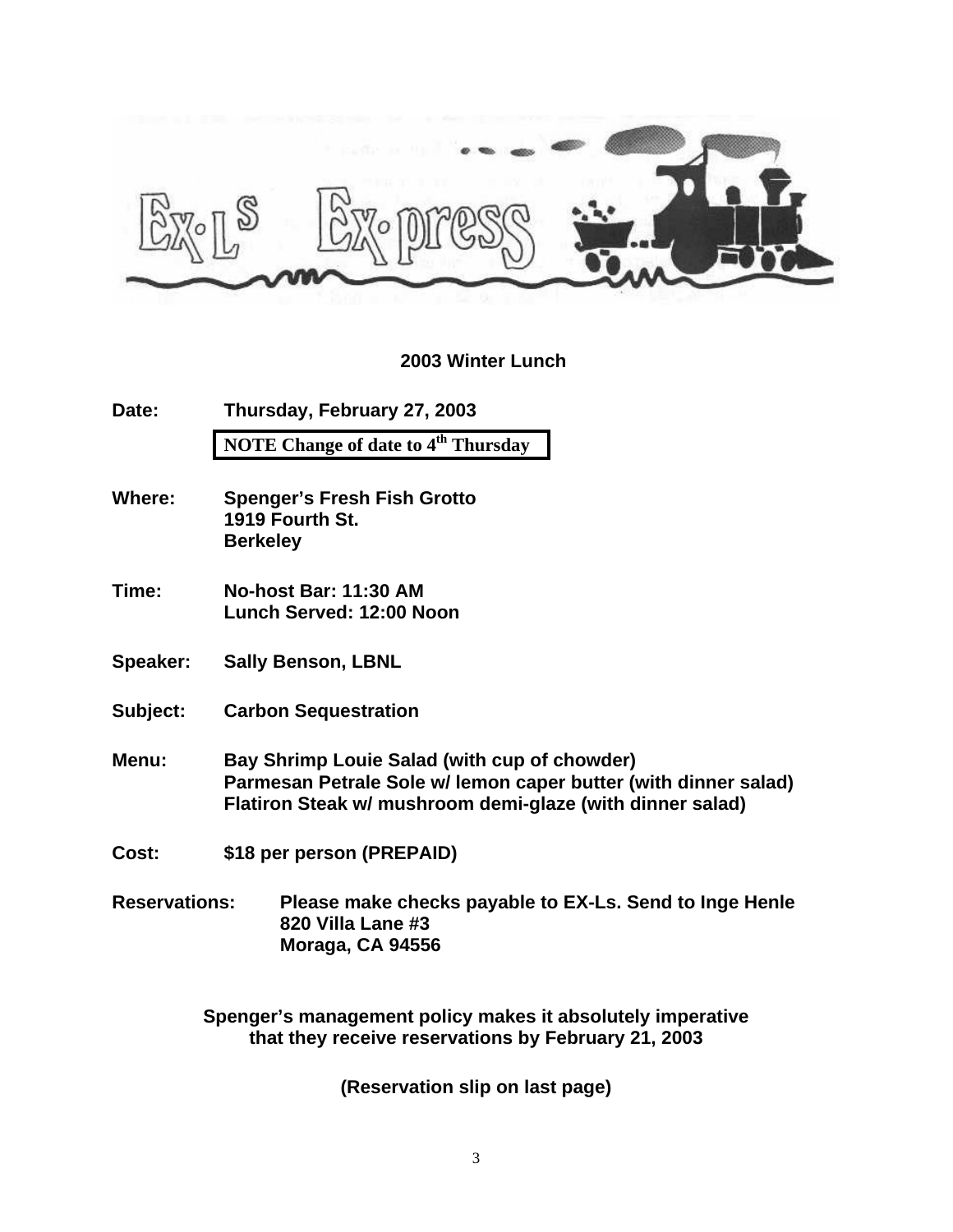Ex-Ls Ex-press

## 2003 Winter Lunch

**Date:** Thursday, February 27, 2003

**NOTE Change of date to 4th Thursday**

**Where:** Spenger's Fresh Fish Grotto
1919 Fourth St.
Berkeley

**Time:** No-host Bar: 11:30 AM
Lunch Served: 12:00 Noon

**Speaker:** Sally Benson, LBNL

**Subject:** Carbon Sequestration

**Menu:** Bay Shrimp Louie Salad (with cup of chowder)
Parmesan Petrale Sole w/ lemon caper butter (with dinner salad)
Flatiron Steak w/ mushroom demi-glaze (with dinner salad)

**Cost:** $18 per person (PREPAID)

**Reservations:** Please make checks payable to EX-Ls. Send to Inge Henle
820 Villa Lane #3
Moraga, CA 94556

**Spenger's management policy makes it absolutely imperative that they receive reservations by February 21, 2003**

**(Reservation slip on last page)**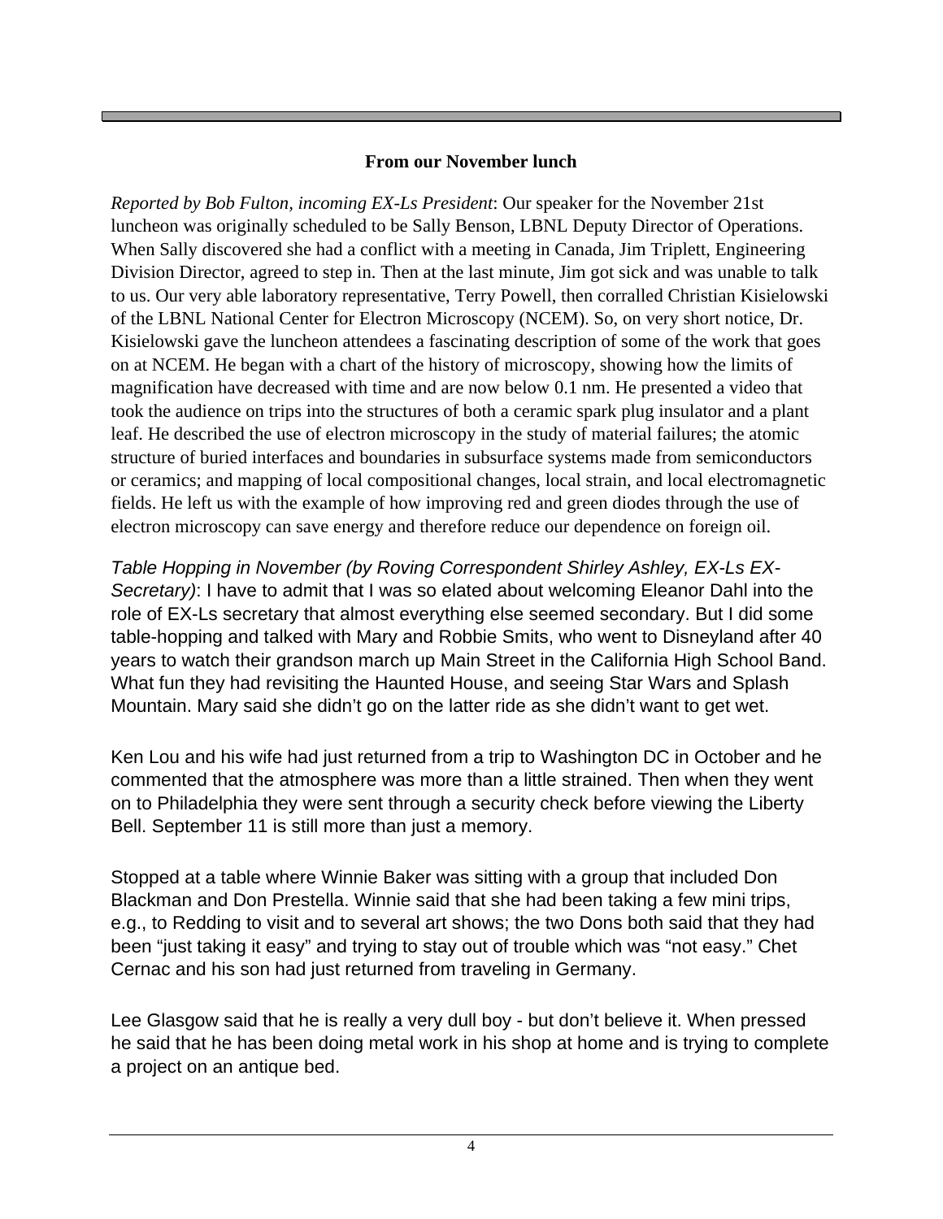### From our November lunch

*Reported by Bob Fulton, incoming EX-Ls President*: Our speaker for the November 21st luncheon was originally scheduled to be Sally Benson, LBNL Deputy Director of Operations. When Sally discovered she had a conflict with a meeting in Canada, Jim Triplett, Engineering Division Director, agreed to step in. Then at the last minute, Jim got sick and was unable to talk to us. Our very able laboratory representative, Terry Powell, then corralled Christian Kisielowski of the LBNL National Center for Electron Microscopy (NCEM). So, on very short notice, Dr. Kisielowski gave the luncheon attendees a fascinating description of some of the work that goes on at NCEM. He began with a chart of the history of microscopy, showing how the limits of magnification have decreased with time and are now below 0.1 nm. He presented a video that took the audience on trips into the structures of both a ceramic spark plug insulator and a plant leaf. He described the use of electron microscopy in the study of material failures; the atomic structure of buried interfaces and boundaries in subsurface systems made from semiconductors or ceramics; and mapping of local compositional changes, local strain, and local electromagnetic fields. He left us with the example of how improving red and green diodes through the use of electron microscopy can save energy and therefore reduce our dependence on foreign oil.

*Table Hopping in November (by Roving Correspondent Shirley Ashley, EX-Ls EX-Secretary)*: I have to admit that I was so elated about welcoming Eleanor Dahl into the role of EX-Ls secretary that almost everything else seemed secondary. But I did some table-hopping and talked with Mary and Robbie Smits, who went to Disneyland after 40 years to watch their grandson march up Main Street in the California High School Band. What fun they had revisiting the Haunted House, and seeing Star Wars and Splash Mountain. Mary said she didn't go on the latter ride as she didn't want to get wet.

Ken Lou and his wife had just returned from a trip to Washington DC in October and he commented that the atmosphere was more than a little strained. Then when they went on to Philadelphia they were sent through a security check before viewing the Liberty Bell. September 11 is still more than just a memory.

Stopped at a table where Winnie Baker was sitting with a group that included Don Blackman and Don Prestella. Winnie said that she had been taking a few mini trips, e.g., to Redding to visit and to several art shows; the two Dons both said that they had been "just taking it easy" and trying to stay out of trouble which was "not easy." Chet Cernac and his son had just returned from traveling in Germany.

Lee Glasgow said that he is really a very dull boy - but don't believe it. When pressed he said that he has been doing metal work in his shop at home and is trying to complete a project on an antique bed.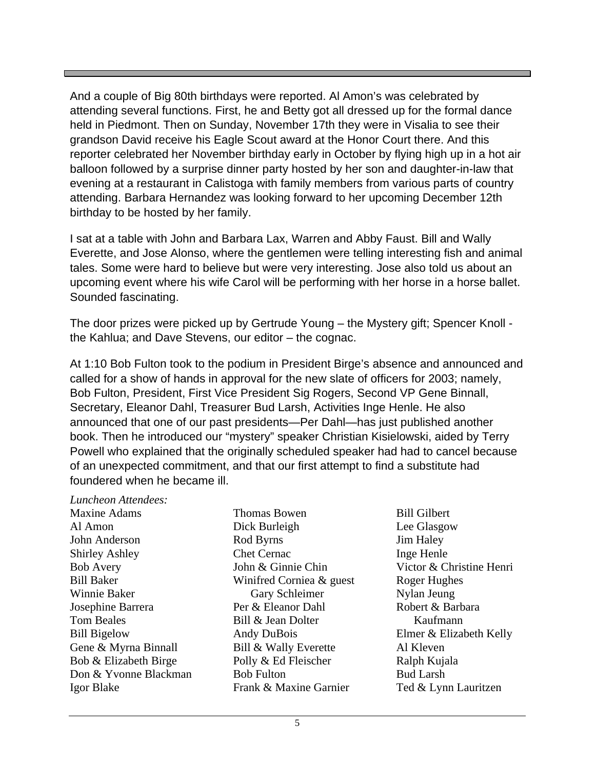And a couple of Big 80th birthdays were reported. Al Amon's was celebrated by attending several functions. First, he and Betty got all dressed up for the formal dance held in Piedmont. Then on Sunday, November 17th they were in Visalia to see their grandson David receive his Eagle Scout award at the Honor Court there. And this reporter celebrated her November birthday early in October by flying high up in a hot air balloon followed by a surprise dinner party hosted by her son and daughter-in-law that evening at a restaurant in Calistoga with family members from various parts of country attending. Barbara Hernandez was looking forward to her upcoming December 12th birthday to be hosted by her family.

I sat at a table with John and Barbara Lax, Warren and Abby Faust. Bill and Wally Everette, and Jose Alonso, where the gentlemen were telling interesting fish and animal tales. Some were hard to believe but were very interesting. Jose also told us about an upcoming event where his wife Carol will be performing with her horse in a horse ballet. Sounded fascinating.

The door prizes were picked up by Gertrude Young – the Mystery gift; Spencer Knoll - the Kahlua; and Dave Stevens, our editor – the cognac.

At 1:10 Bob Fulton took to the podium in President Birge's absence and announced and called for a show of hands in approval for the new slate of officers for 2003; namely, Bob Fulton, President, First Vice President Sig Rogers, Second VP Gene Binnall, Secretary, Eleanor Dahl, Treasurer Bud Larsh, Activities Inge Henle. He also announced that one of our past presidents—Per Dahl—has just published another book. Then he introduced our "mystery" speaker Christian Kisielowski, aided by Terry Powell who explained that the originally scheduled speaker had had to cancel because of an unexpected commitment, and that our first attempt to find a substitute had foundered when he became ill.

*Luncheon Attendees:*

Maxine Adams
Al Amon
John Anderson
Shirley Ashley
Bob Avery
Bill Baker
Winnie Baker
Josephine Barrera
Tom Beales
Bill Bigelow
Gene & Myrna Binnall
Bob & Elizabeth Birge
Don & Yvonne Blackman
Igor Blake
Thomas Bowen
Dick Burleigh
Rod Byrns
Chet Cernac
John & Ginnie Chin
Winifred Corniea & guest Gary Schleimer
Per & Eleanor Dahl
Bill & Jean Dolter
Andy DuBois
Bill & Wally Everette
Polly & Ed Fleischer
Bob Fulton
Frank & Maxine Garnier
Bill Gilbert
Lee Glasgow
Jim Haley
Inge Henle
Victor & Christine Henri
Roger Hughes
Nylan Jeung
Robert & Barbara Kaufmann
Elmer & Elizabeth Kelly
Al Kleven
Ralph Kujala
Bud Larsh
Ted & Lynn Lauritzen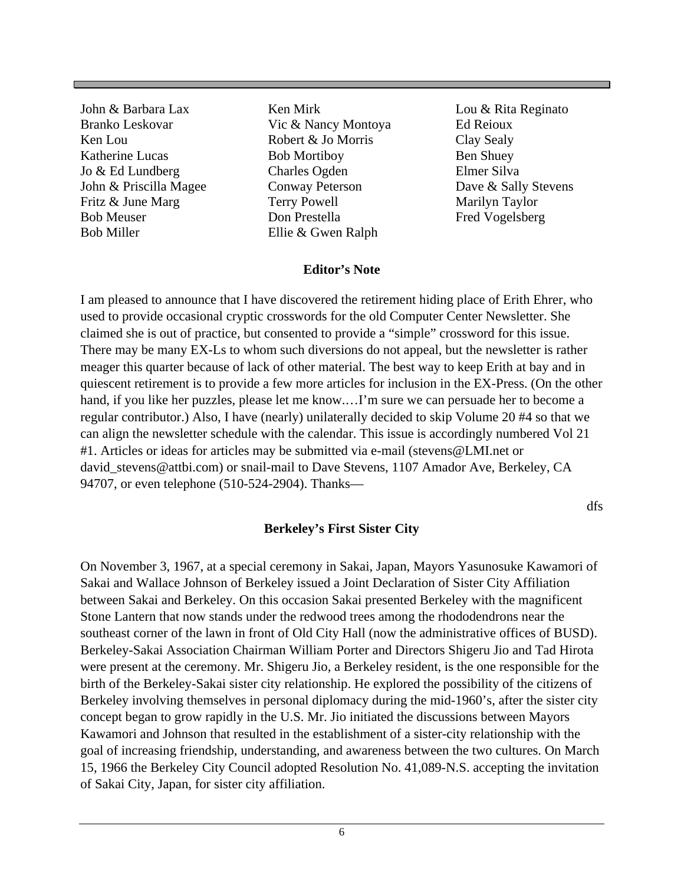John & Barbara Lax
Branko Leskovar
Ken Lou
Katherine Lucas
Jo & Ed Lundberg
John & Priscilla Magee
Fritz & June Marg
Bob Meuser
Bob Miller
Ken Mirk
Vic & Nancy Montoya
Robert & Jo Morris
Bob Mortiboy
Charles Ogden
Conway Peterson
Terry Powell
Don Prestella
Ellie & Gwen Ralph
Lou & Rita Reginato
Ed Reioux
Clay Sealy
Ben Shuey
Elmer Silva
Dave & Sally Stevens
Marilyn Taylor
Fred Vogelsberg

## Editor's Note

I am pleased to announce that I have discovered the retirement hiding place of Erith Ehrer, who used to provide occasional cryptic crosswords for the old Computer Center Newsletter. She claimed she is out of practice, but consented to provide a "simple" crossword for this issue. There may be many EX-Ls to whom such diversions do not appeal, but the newsletter is rather meager this quarter because of lack of other material. The best way to keep Erith at bay and in quiescent retirement is to provide a few more articles for inclusion in the EX-Press. (On the other hand, if you like her puzzles, please let me know.…I'm sure we can persuade her to become a regular contributor.) Also, I have (nearly) unilaterally decided to skip Volume 20 #4 so that we can align the newsletter schedule with the calendar. This issue is accordingly numbered Vol 21 #1. Articles or ideas for articles may be submitted via e-mail (stevens@LMI.net or david_stevens@attbi.com) or snail-mail to Dave Stevens, 1107 Amador Ave, Berkeley, CA 94707, or even telephone (510-524-2904). Thanks—

dfs

## Berkeley's First Sister City

On November 3, 1967, at a special ceremony in Sakai, Japan, Mayors Yasunosuke Kawamori of Sakai and Wallace Johnson of Berkeley issued a Joint Declaration of Sister City Affiliation between Sakai and Berkeley. On this occasion Sakai presented Berkeley with the magnificent Stone Lantern that now stands under the redwood trees among the rhododendrons near the southeast corner of the lawn in front of Old City Hall (now the administrative offices of BUSD). Berkeley-Sakai Association Chairman William Porter and Directors Shigeru Jio and Tad Hirota were present at the ceremony. Mr. Shigeru Jio, a Berkeley resident, is the one responsible for the birth of the Berkeley-Sakai sister city relationship. He explored the possibility of the citizens of Berkeley involving themselves in personal diplomacy during the mid-1960's, after the sister city concept began to grow rapidly in the U.S. Mr. Jio initiated the discussions between Mayors Kawamori and Johnson that resulted in the establishment of a sister-city relationship with the goal of increasing friendship, understanding, and awareness between the two cultures. On March 15, 1966 the Berkeley City Council adopted Resolution No. 41,089-N.S. accepting the invitation of Sakai City, Japan, for sister city affiliation.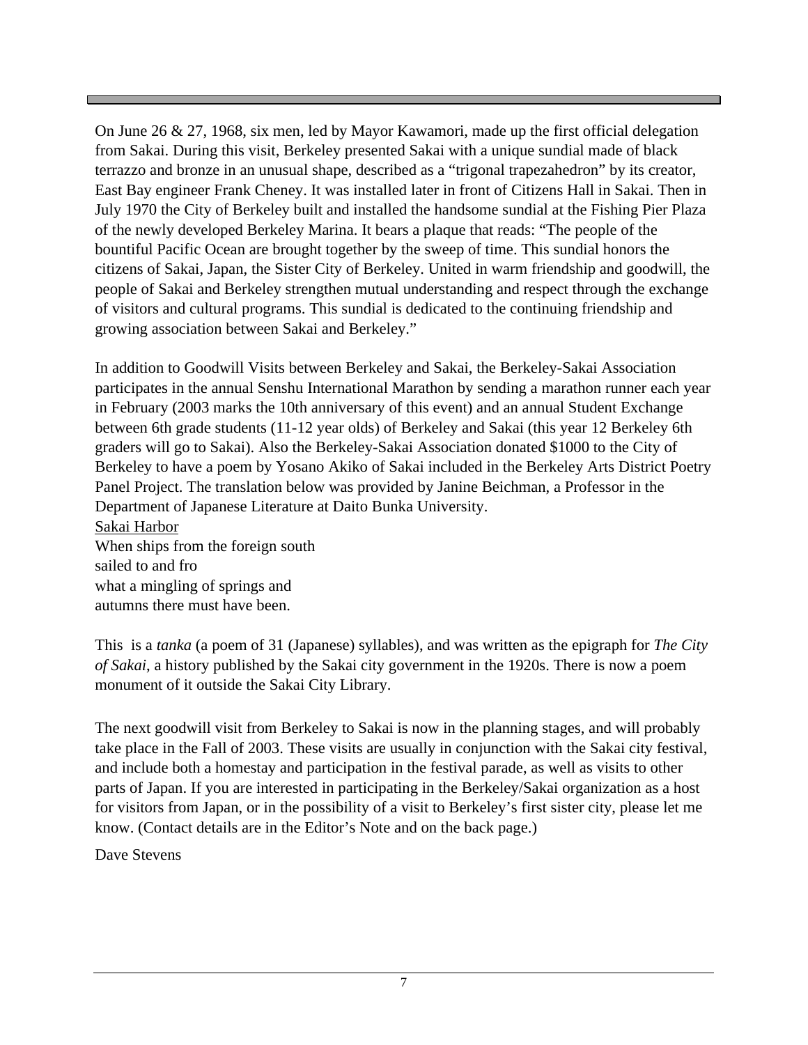On June 26 & 27, 1968, six men, led by Mayor Kawamori, made up the first official delegation from Sakai. During this visit, Berkeley presented Sakai with a unique sundial made of black terrazzo and bronze in an unusual shape, described as a "trigonal trapezahedron" by its creator, East Bay engineer Frank Cheney. It was installed later in front of Citizens Hall in Sakai. Then in July 1970 the City of Berkeley built and installed the handsome sundial at the Fishing Pier Plaza of the newly developed Berkeley Marina. It bears a plaque that reads: "The people of the bountiful Pacific Ocean are brought together by the sweep of time. This sundial honors the citizens of Sakai, Japan, the Sister City of Berkeley. United in warm friendship and goodwill, the people of Sakai and Berkeley strengthen mutual understanding and respect through the exchange of visitors and cultural programs. This sundial is dedicated to the continuing friendship and growing association between Sakai and Berkeley."

In addition to Goodwill Visits between Berkeley and Sakai, the Berkeley-Sakai Association participates in the annual Senshu International Marathon by sending a marathon runner each year in February (2003 marks the 10th anniversary of this event) and an annual Student Exchange between 6th grade students (11-12 year olds) of Berkeley and Sakai (this year 12 Berkeley 6th graders will go to Sakai). Also the Berkeley-Sakai Association donated $1000 to the City of Berkeley to have a poem by Yosano Akiko of Sakai included in the Berkeley Arts District Poetry Panel Project. The translation below was provided by Janine Beichman, a Professor in the Department of Japanese Literature at Daito Bunka University.

<u>Sakai Harbor</u>

When ships from the foreign south
sailed to and fro
what a mingling of springs and
autumns there must have been.

This is a *tanka* (a poem of 31 (Japanese) syllables), and was written as the epigraph for *The City of Sakai*, a history published by the Sakai city government in the 1920s. There is now a poem monument of it outside the Sakai City Library.

The next goodwill visit from Berkeley to Sakai is now in the planning stages, and will probably take place in the Fall of 2003. These visits are usually in conjunction with the Sakai city festival, and include both a homestay and participation in the festival parade, as well as visits to other parts of Japan. If you are interested in participating in the Berkeley/Sakai organization as a host for visitors from Japan, or in the possibility of a visit to Berkeley's first sister city, please let me know. (Contact details are in the Editor's Note and on the back page.)

Dave Stevens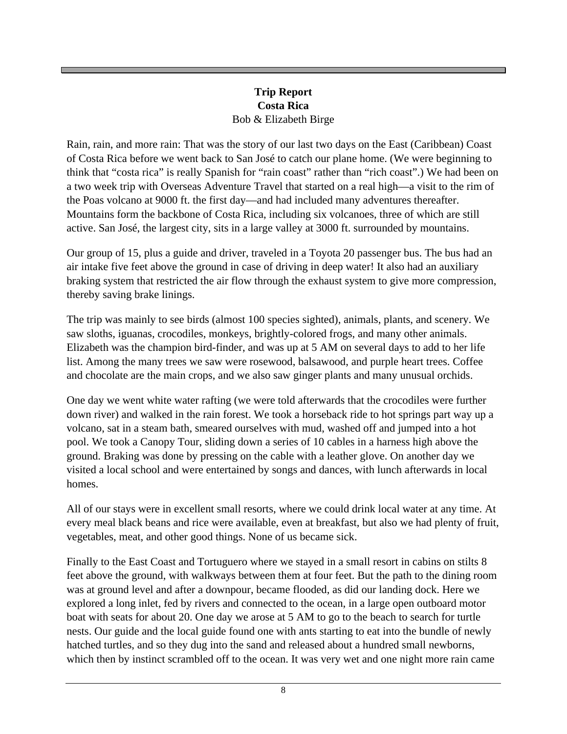**Trip Report**
**Costa Rica**
Bob & Elizabeth Birge

Rain, rain, and more rain: That was the story of our last two days on the East (Caribbean) Coast of Costa Rica before we went back to San José to catch our plane home. (We were beginning to think that “costa rica” is really Spanish for “rain coast” rather than “rich coast”.) We had been on a two week trip with Overseas Adventure Travel that started on a real high—a visit to the rim of the Poas volcano at 9000 ft. the first day—and had included many adventures thereafter. Mountains form the backbone of Costa Rica, including six volcanoes, three of which are still active. San José, the largest city, sits in a large valley at 3000 ft. surrounded by mountains.

Our group of 15, plus a guide and driver, traveled in a Toyota 20 passenger bus. The bus had an air intake five feet above the ground in case of driving in deep water! It also had an auxiliary braking system that restricted the air flow through the exhaust system to give more compression, thereby saving brake linings.

The trip was mainly to see birds (almost 100 species sighted), animals, plants, and scenery. We saw sloths, iguanas, crocodiles, monkeys, brightly-colored frogs, and many other animals. Elizabeth was the champion bird-finder, and was up at 5 AM on several days to add to her life list. Among the many trees we saw were rosewood, balsawood, and purple heart trees. Coffee and chocolate are the main crops, and we also saw ginger plants and many unusual orchids.

One day we went white water rafting (we were told afterwards that the crocodiles were further down river) and walked in the rain forest. We took a horseback ride to hot springs part way up a volcano, sat in a steam bath, smeared ourselves with mud, washed off and jumped into a hot pool. We took a Canopy Tour, sliding down a series of 10 cables in a harness high above the ground. Braking was done by pressing on the cable with a leather glove. On another day we visited a local school and were entertained by songs and dances, with lunch afterwards in local homes.

All of our stays were in excellent small resorts, where we could drink local water at any time. At every meal black beans and rice were available, even at breakfast, but also we had plenty of fruit, vegetables, meat, and other good things. None of us became sick.

Finally to the East Coast and Tortuguero where we stayed in a small resort in cabins on stilts 8 feet above the ground, with walkways between them at four feet. But the path to the dining room was at ground level and after a downpour, became flooded, as did our landing dock. Here we explored a long inlet, fed by rivers and connected to the ocean, in a large open outboard motor boat with seats for about 20. One day we arose at 5 AM to go to the beach to search for turtle nests. Our guide and the local guide found one with ants starting to eat into the bundle of newly hatched turtles, and so they dug into the sand and released about a hundred small newborns, which then by instinct scrambled off to the ocean. It was very wet and one night more rain came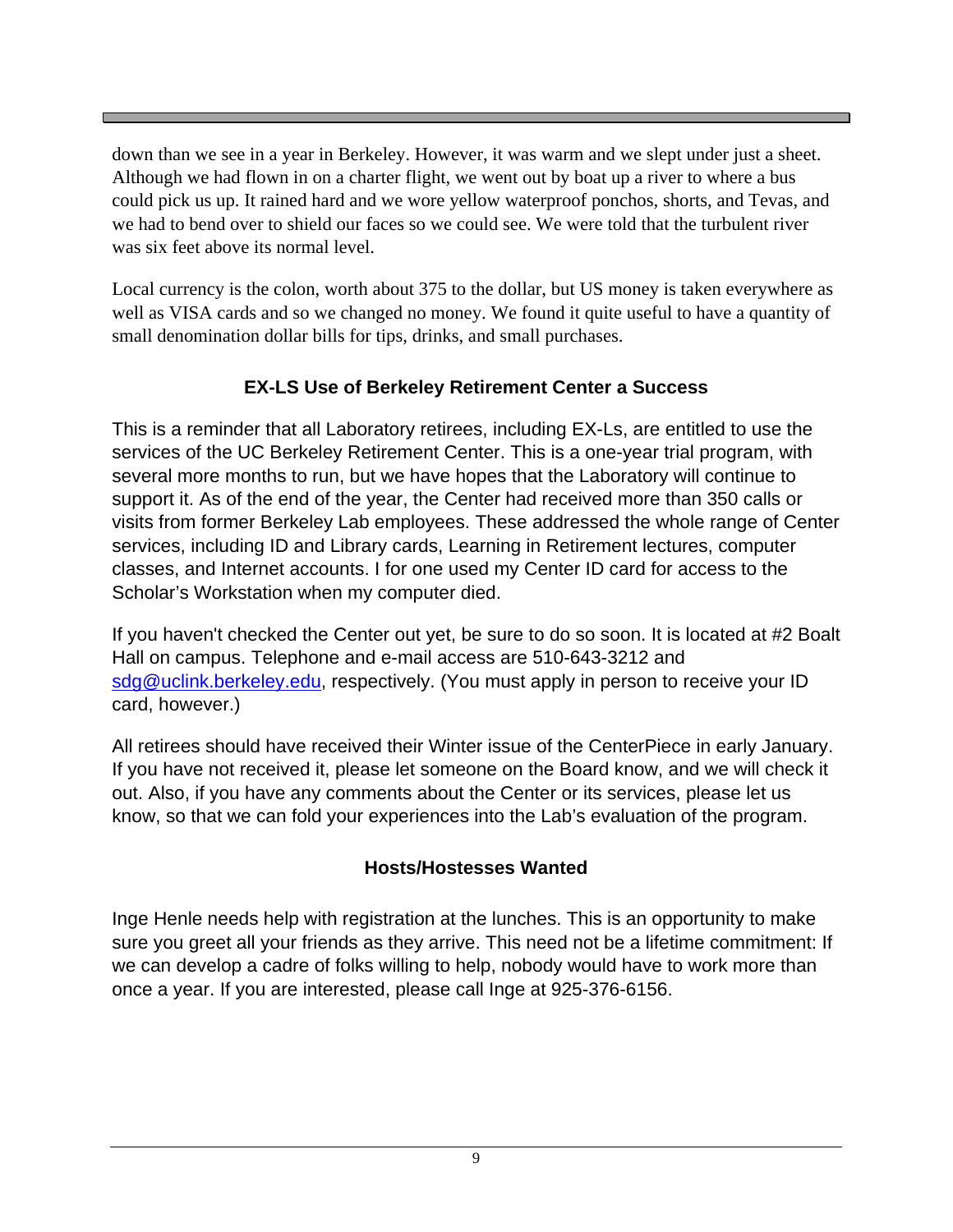down than we see in a year in Berkeley. However, it was warm and we slept under just a sheet. Although we had flown in on a charter flight, we went out by boat up a river to where a bus could pick us up. It rained hard and we wore yellow waterproof ponchos, shorts, and Tevas, and we had to bend over to shield our faces so we could see. We were told that the turbulent river was six feet above its normal level.

Local currency is the colon, worth about 375 to the dollar, but US money is taken everywhere as well as VISA cards and so we changed no money. We found it quite useful to have a quantity of small denomination dollar bills for tips, drinks, and small purchases.

## EX-LS Use of Berkeley Retirement Center a Success

This is a reminder that all Laboratory retirees, including EX-Ls, are entitled to use the services of the UC Berkeley Retirement Center. This is a one-year trial program, with several more months to run, but we have hopes that the Laboratory will continue to support it. As of the end of the year, the Center had received more than 350 calls or visits from former Berkeley Lab employees. These addressed the whole range of Center services, including ID and Library cards, Learning in Retirement lectures, computer classes, and Internet accounts. I for one used my Center ID card for access to the Scholar's Workstation when my computer died.

If you haven't checked the Center out yet, be sure to do so soon. It is located at #2 Boalt Hall on campus. Telephone and e-mail access are 510-643-3212 and sdg@uclink.berkeley.edu, respectively. (You must apply in person to receive your ID card, however.)

All retirees should have received their Winter issue of the CenterPiece in early January. If you have not received it, please let someone on the Board know, and we will check it out. Also, if you have any comments about the Center or its services, please let us know, so that we can fold your experiences into the Lab's evaluation of the program.

## Hosts/Hostesses Wanted

Inge Henle needs help with registration at the lunches. This is an opportunity to make sure you greet all your friends as they arrive. This need not be a lifetime commitment: If we can develop a cadre of folks willing to help, nobody would have to work more than once a year. If you are interested, please call Inge at 925-376-6156.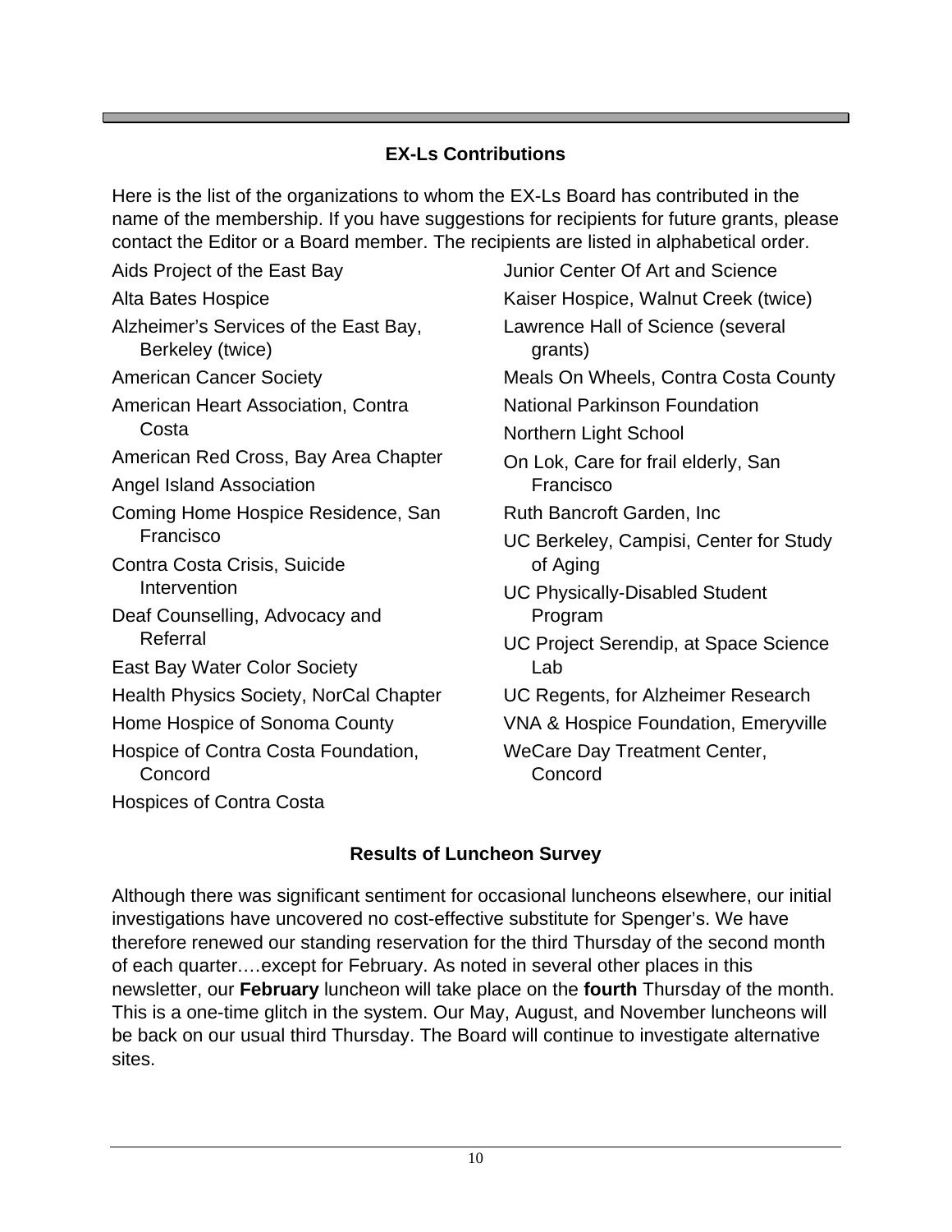## EX-Ls Contributions

Here is the list of the organizations to whom the EX-Ls Board has contributed in the name of the membership. If you have suggestions for recipients for future grants, please contact the Editor or a Board member. The recipients are listed in alphabetical order.

- Aids Project of the East Bay
- Alta Bates Hospice
- Alzheimer's Services of the East Bay, Berkeley (twice)
- American Cancer Society
- American Heart Association, Contra Costa
- American Red Cross, Bay Area Chapter
- Angel Island Association
- Coming Home Hospice Residence, San Francisco
- Contra Costa Crisis, Suicide Intervention
- Deaf Counselling, Advocacy and Referral
- East Bay Water Color Society
- Health Physics Society, NorCal Chapter
- Home Hospice of Sonoma County
- Hospice of Contra Costa Foundation, Concord
- Hospices of Contra Costa
- Junior Center Of Art and Science
- Kaiser Hospice, Walnut Creek (twice)
- Lawrence Hall of Science (several grants)
- Meals On Wheels, Contra Costa County
- National Parkinson Foundation
- Northern Light School
- On Lok, Care for frail elderly, San Francisco
- Ruth Bancroft Garden, Inc
- UC Berkeley, Campisi, Center for Study of Aging
- UC Physically-Disabled Student Program
- UC Project Serendip, at Space Science Lab
- UC Regents, for Alzheimer Research
- VNA & Hospice Foundation, Emeryville
- WeCare Day Treatment Center, Concord

## Results of Luncheon Survey

Although there was significant sentiment for occasional luncheons elsewhere, our initial investigations have uncovered no cost-effective substitute for Spenger's. We have therefore renewed our standing reservation for the third Thursday of the second month of each quarter.…except for February. As noted in several other places in this newsletter, our **February** luncheon will take place on the **fourth** Thursday of the month. This is a one-time glitch in the system. Our May, August, and November luncheons will be back on our usual third Thursday. The Board will continue to investigate alternative sites.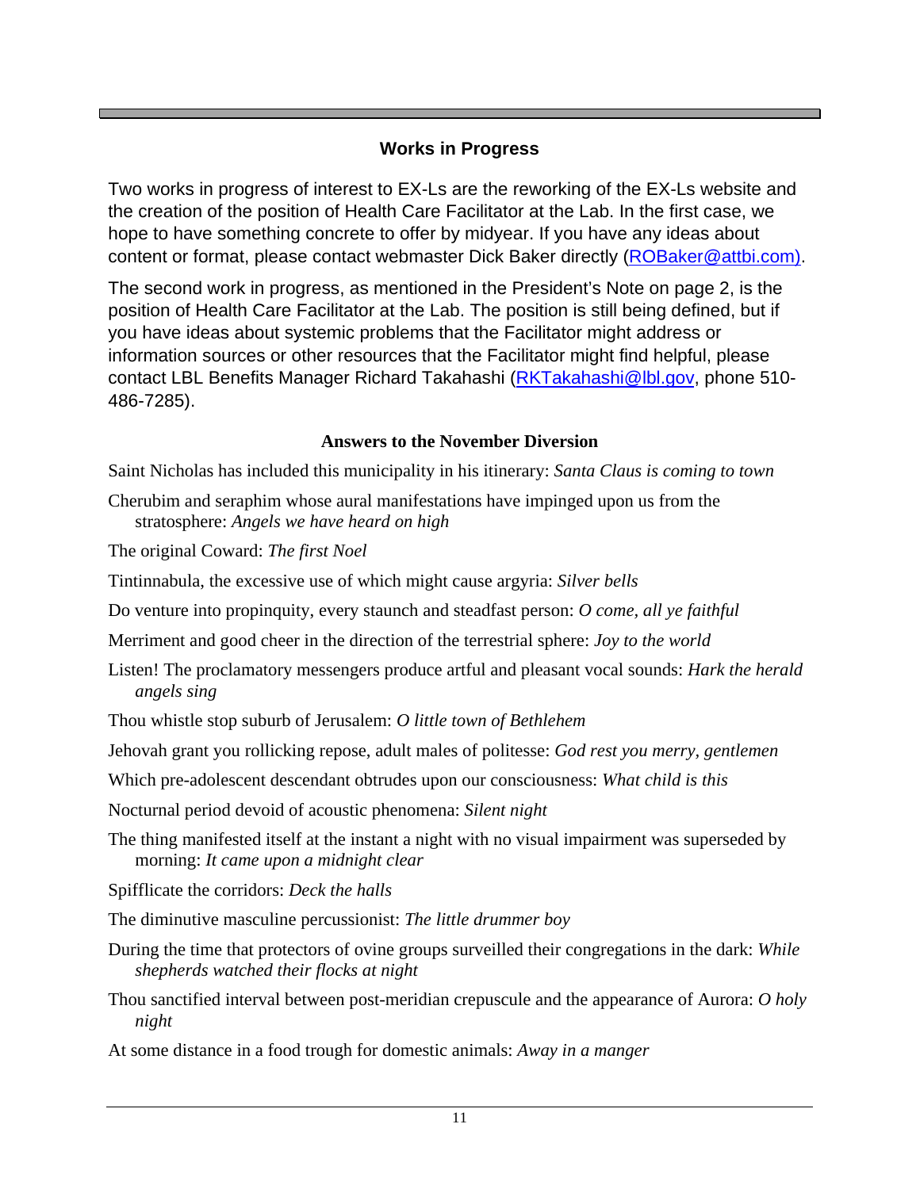## Works in Progress

Two works in progress of interest to EX-Ls are the reworking of the EX-Ls website and the creation of the position of Health Care Facilitator at the Lab. In the first case, we hope to have something concrete to offer by midyear. If you have any ideas about content or format, please contact webmaster Dick Baker directly (ROBaker@attbi.com).

The second work in progress, as mentioned in the President's Note on page 2, is the position of Health Care Facilitator at the Lab. The position is still being defined, but if you have ideas about systemic problems that the Facilitator might address or information sources or other resources that the Facilitator might find helpful, please contact LBL Benefits Manager Richard Takahashi (RKTakahashi@lbl.gov, phone 510-486-7285).

### Answers to the November Diversion

Saint Nicholas has included this municipality in his itinerary: *Santa Claus is coming to town*

Cherubim and seraphim whose aural manifestations have impinged upon us from the stratosphere: *Angels we have heard on high*

The original Coward: *The first Noel*

Tintinnabula, the excessive use of which might cause argyria: *Silver bells*

Do venture into propinquity, every staunch and steadfast person: *O come, all ye faithful*

Merriment and good cheer in the direction of the terrestrial sphere: *Joy to the world*

Listen! The proclamatory messengers produce artful and pleasant vocal sounds: *Hark the herald angels sing*

Thou whistle stop suburb of Jerusalem: *O little town of Bethlehem*

Jehovah grant you rollicking repose, adult males of politesse: *God rest you merry, gentlemen*

Which pre-adolescent descendant obtrudes upon our consciousness: *What child is this*

Nocturnal period devoid of acoustic phenomena: *Silent night*

The thing manifested itself at the instant a night with no visual impairment was superseded by morning: *It came upon a midnight clear*

Spifflicate the corridors: *Deck the halls*

The diminutive masculine percussionist: *The little drummer boy*

During the time that protectors of ovine groups surveilled their congregations in the dark: *While shepherds watched their flocks at night*

Thou sanctified interval between post-meridian crepuscule and the appearance of Aurora: *O holy night*

At some distance in a food trough for domestic animals: *Away in a manger*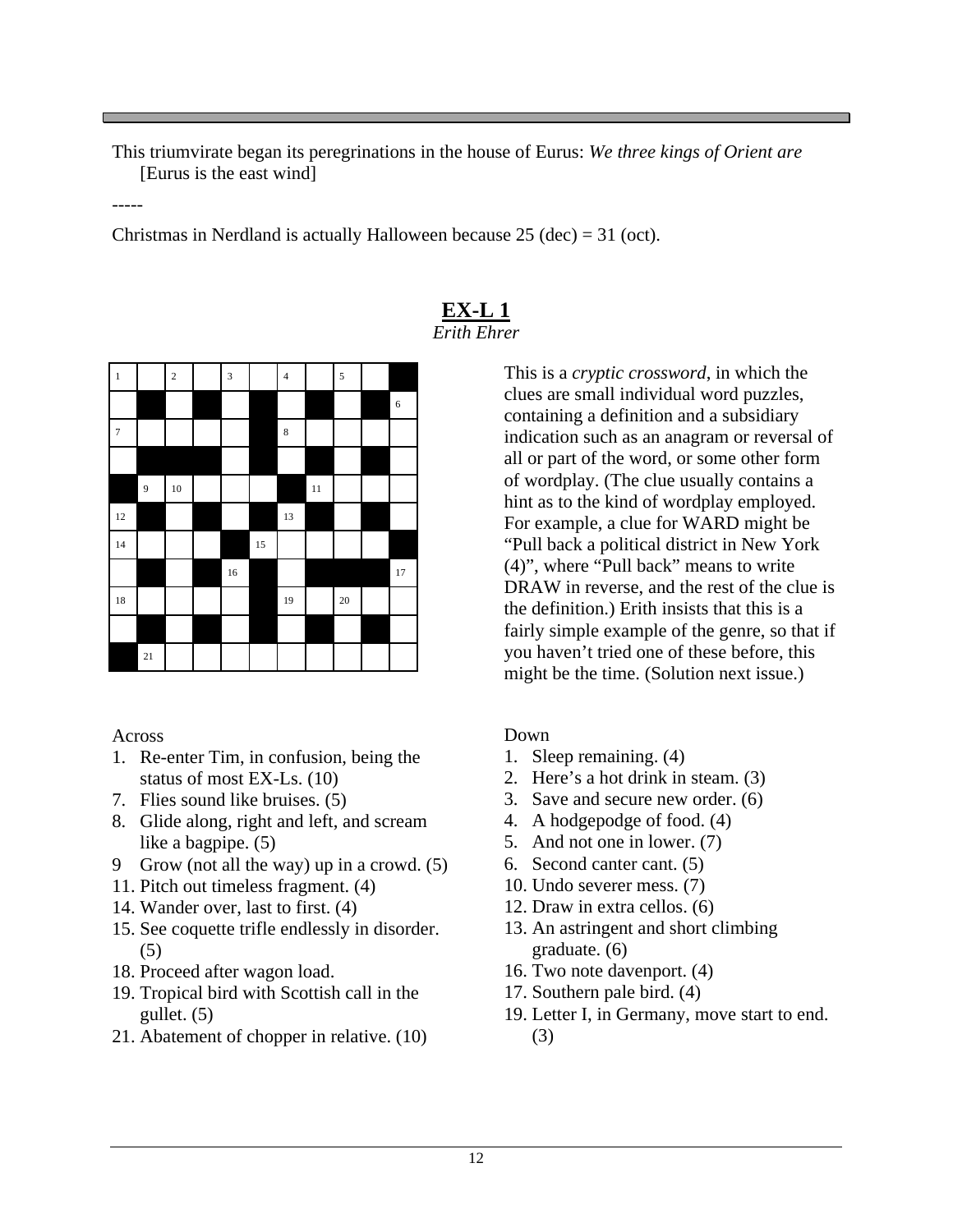This triumvirate began its peregrinations in the house of Eurus: *We three kings of Orient are*
[Eurus is the east wind]

-----

Christmas in Nerdland is actually Halloween because 25 (dec) = 31 (oct).

## EX-L 1

*Erith Ehrer*

| 1 |  | 2 |  | 3 |  | 4 |  | 5 |  | ■ |
|---|---|---|---|---|---|---|---|---|---|---|
|  | ■ |  | ■ |  | ■ |  | ■ |  | ■ | 6 |
| 7 |  |  |  |  | ■ | 8 |  |  |  |  |
|  | ■ | ■ | ■ |  | ■ |  | ■ |  | ■ |  |
| ■ | 9 | 10 |  |  |  | ■ | 11 |  |  |  |
| 12 | ■ |  | ■ |  | ■ | 13 | ■ |  | ■ |  |
| 14 |  |  |  | ■ | 15 |  |  |  |  | ■ |
|  | ■ |  | ■ | 16 | ■ |  | ■ | ■ | ■ | 17 |
| 18 |  |  |  |  | ■ | 19 |  | 20 |  |  |
|  | ■ |  | ■ |  | ■ |  | ■ |  | ■ |  |
| ■ | 21 |  |  |  |  |  |  |  |  |  |

This is a *cryptic crossword*, in which the clues are small individual word puzzles, containing a definition and a subsidiary indication such as an anagram or reversal of all or part of the word, or some other form of wordplay. (The clue usually contains a hint as to the kind of wordplay employed. For example, a clue for WARD might be "Pull back a political district in New York (4)", where "Pull back" means to write DRAW in reverse, and the rest of the clue is the definition.) Erith insists that this is a fairly simple example of the genre, so that if you haven't tried one of these before, this might be the time. (Solution next issue.)

Across

1. Re-enter Tim, in confusion, being the status of most EX-Ls. (10)
7. Flies sound like bruises. (5)
8. Glide along, right and left, and scream like a bagpipe. (5)
9 Grow (not all the way) up in a crowd. (5)
11. Pitch out timeless fragment. (4)
14. Wander over, last to first. (4)
15. See coquette trifle endlessly in disorder. (5)
18. Proceed after wagon load.
19. Tropical bird with Scottish call in the gullet. (5)
21. Abatement of chopper in relative. (10)

Down

1. Sleep remaining. (4)
2. Here's a hot drink in steam. (3)
3. Save and secure new order. (6)
4. A hodgepodge of food. (4)
5. And not one in lower. (7)
6. Second canter cant. (5)
10. Undo severer mess. (7)
12. Draw in extra cellos. (6)
13. An astringent and short climbing graduate. (6)
16. Two note davenport. (4)
17. Southern pale bird. (4)
19. Letter I, in Germany, move start to end. (3)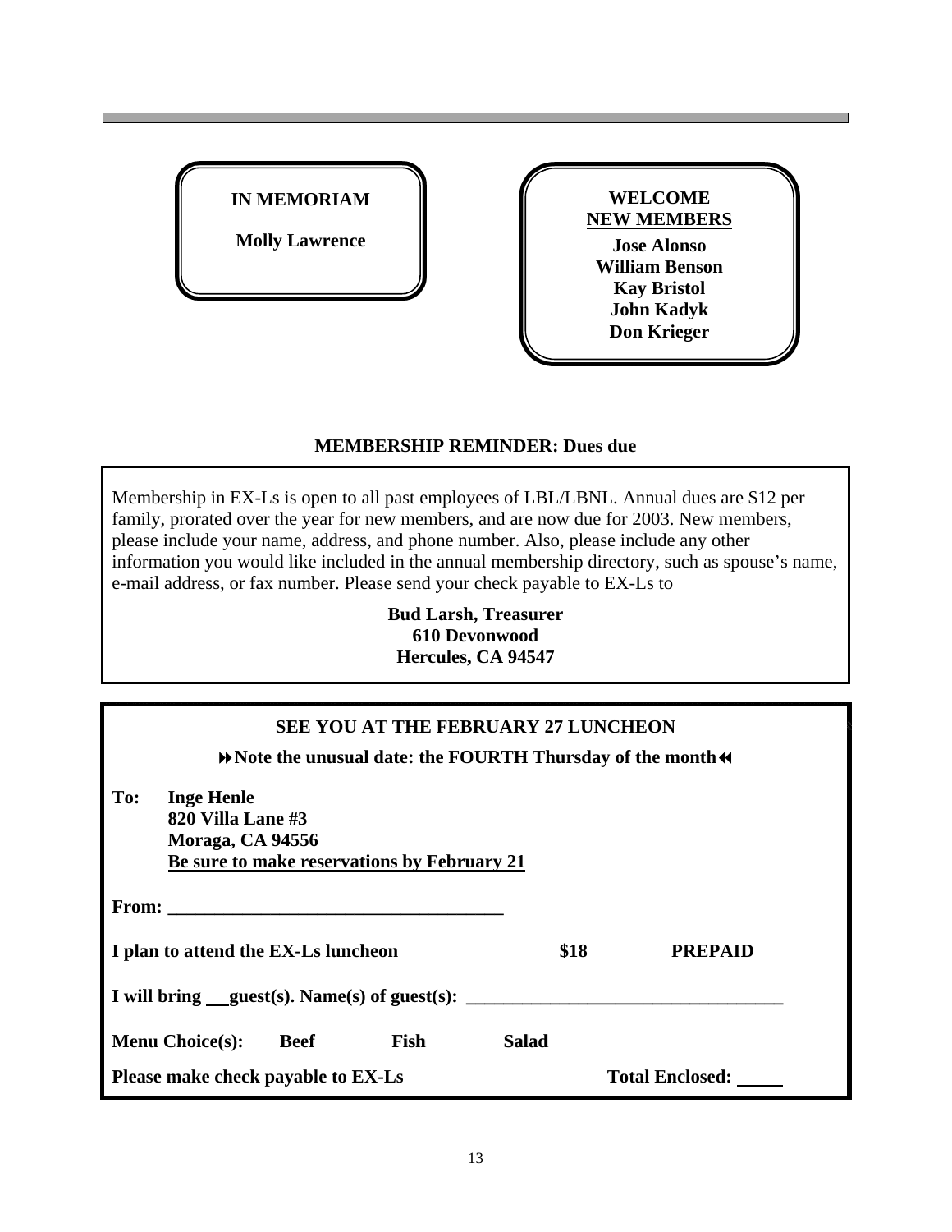**IN MEMORIAM**

**Molly Lawrence**

**WELCOME NEW MEMBERS**

**Jose Alonso**
**William Benson**
**Kay Bristol**
**John Kadyk**
**Don Krieger**

**MEMBERSHIP REMINDER: Dues due**

Membership in EX-Ls is open to all past employees of LBL/LBNL. Annual dues are $12 per family, prorated over the year for new members, and are now due for 2003. New members, please include your name, address, and phone number. Also, please include any other information you would like included in the annual membership directory, such as spouse's name, e-mail address, or fax number. Please send your check payable to EX-Ls to

**Bud Larsh, Treasurer**
**610 Devonwood**
**Hercules, CA 94547**

**SEE YOU AT THE FEBRUARY 27 LUNCHEON**

**⏩Note the unusual date: the FOURTH Thursday of the month⏪**

**To: Inge Henle**
**820 Villa Lane #3**
**Moraga, CA 94556**
**Be sure to make reservations by February 21**

**From:** ____________________________________

**I plan to attend the EX-Ls luncheon $18 PREPAID**

**I will bring** ___ **guest(s). Name(s) of guest(s):** ____________________________________

**Menu Choice(s): Beef Fish Salad**

**Please make check payable to EX-Ls Total Enclosed:** _____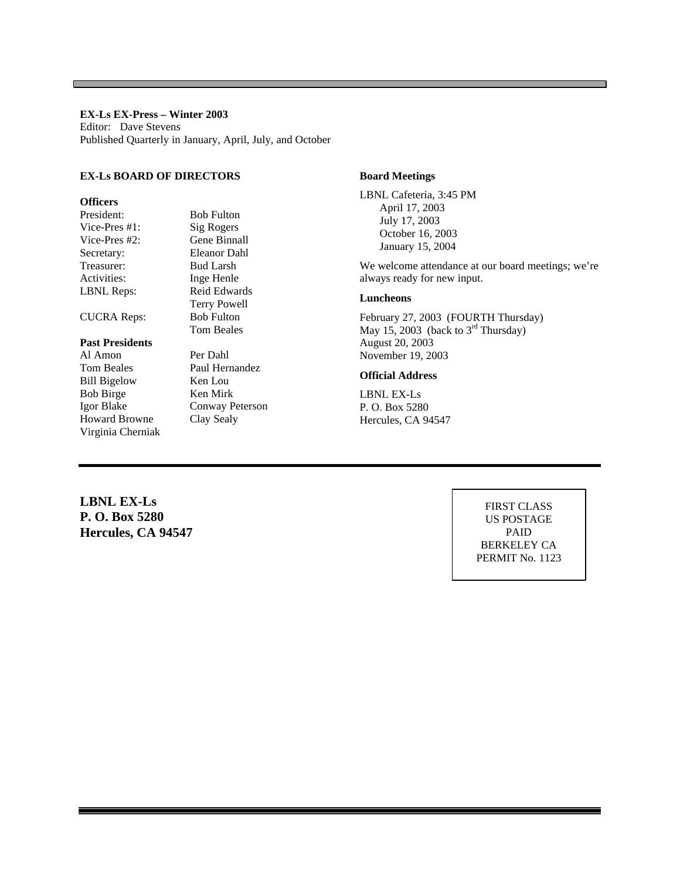**EX-Ls EX-Press – Winter 2003**
Editor: Dave Stevens
Published Quarterly in January, April, July, and October

**EX-Ls BOARD OF DIRECTORS**

**Officers**

| | |
|---|---|
| President: | Bob Fulton |
| Vice-Pres #1: | Sig Rogers |
| Vice-Pres #2: | Gene Binnall |
| Secretary: | Eleanor Dahl |
| Treasurer: | Bud Larsh |
| Activities: | Inge Henle |
| LBNL Reps: | Reid Edwards |
| | Terry Powell |
| CUCRA Reps: | Bob Fulton |
| | Tom Beales |

**Past Presidents**

| | |
|---|---|
| Al Amon | Per Dahl |
| Tom Beales | Paul Hernandez |
| Bill Bigelow | Ken Lou |
| Bob Birge | Ken Mirk |
| Igor Blake | Conway Peterson |
| Howard Browne | Clay Sealy |
| Virginia Cherniak | |

**Board Meetings**

LBNL Cafeteria, 3:45 PM
April 17, 2003
July 17, 2003
October 16, 2003
January 15, 2004

We welcome attendance at our board meetings; we're always ready for new input.

**Luncheons**

February 27, 2003 (FOURTH Thursday)
May 15, 2003 (back to 3rd Thursday)
August 20, 2003
November 19, 2003

**Official Address**

LBNL EX-Ls
P. O. Box 5280
Hercules, CA 94547

**LBNL EX-Ls**
**P. O. Box 5280**
**Hercules, CA 94547**

FIRST CLASS
US POSTAGE
PAID
BERKELEY CA
PERMIT No. 1123